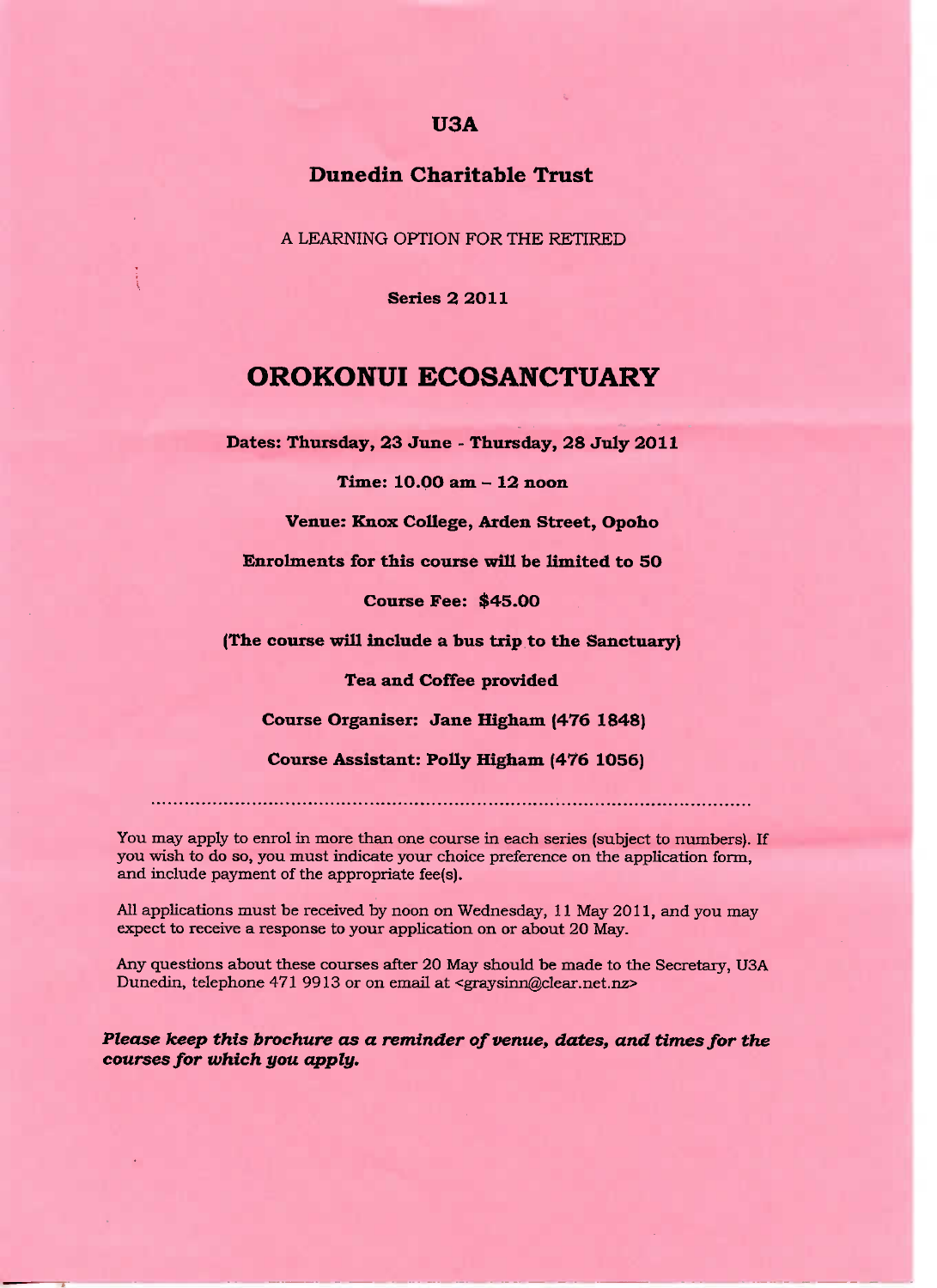**U3A**

**Dunedin Charitable Trust**

A LEARNING OPTION FOR THE RETIRED

**Series 2 2011**

# OROKONUI ECOSANCTUARY

**Dates: Thursday, 23 June - Thursday, 28 July 2011**

**Time: 10.00 am – 12 noon**

**Venue: Knox College, Arden Street, Opoho**

**Enrolments for this course will be limited to 50**

**Course Fee: $45.00**

**(The course will include a bus trip to the Sanctuary)**

**Tea and Coffee provided**

**Course Organiser: Jane Higham (476 1848)**

**Course Assistant: Polly Higham (476 1056)**

---

You may apply to enrol in more than one course in each series (subject to numbers). If you wish to do so, you must indicate your choice preference on the application form, and include payment of the appropriate fee(s).

All applications must be received by noon on Wednesday, 11 May 2011, and you may expect to receive a response to your application on or about 20 May.

Any questions about these courses after 20 May should be made to the Secretary, U3A Dunedin, telephone 471 9913 or on email at <graysinn@clear.net.nz>

***Please keep this brochure as a reminder of venue, dates, and times for the courses for which you apply.***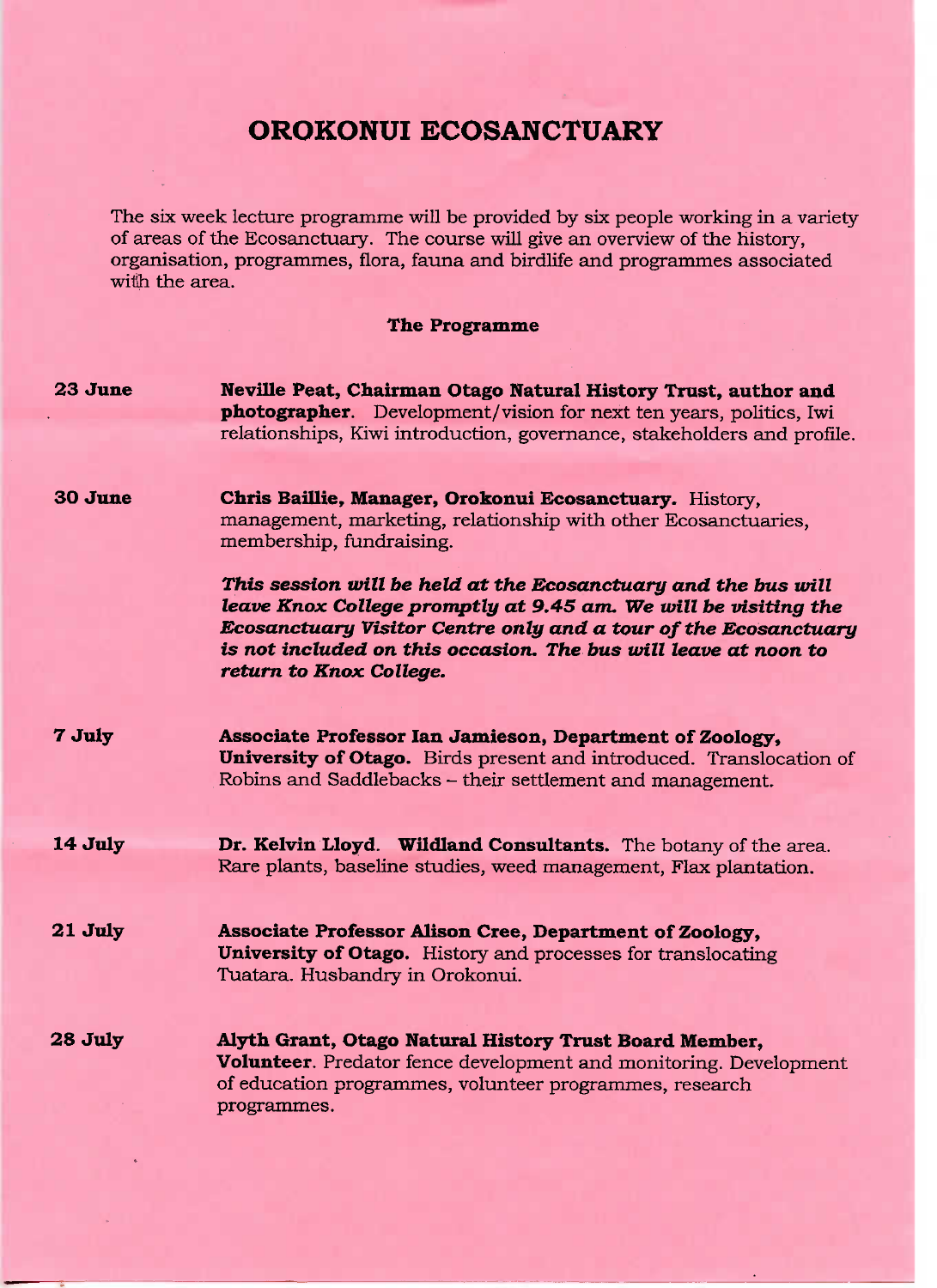# OROKONUI ECOSANCTUARY

The six week lecture programme will be provided by six people working in a variety of areas of the Ecosanctuary. The course will give an overview of the history, organisation, programmes, flora, fauna and birdlife and programmes associated with the area.

**The Programme**

| | |
|---|---|
| **23 June** | **Neville Peat, Chairman Otago Natural History Trust, author and photographer.** Development/vision for next ten years, politics, Iwi relationships, Kiwi introduction, governance, stakeholders and profile. |
| **30 June** | **Chris Baillie, Manager, Orokonui Ecosanctuary.** History, management, marketing, relationship with other Ecosanctuaries, membership, fundraising.<br><br>***This session will be held at the Ecosanctuary and the bus will leave Knox College promptly at 9.45 am. We will be visiting the Ecosanctuary Visitor Centre only and a tour of the Ecosanctuary is not included on this occasion. The bus will leave at noon to return to Knox College.*** |
| **7 July** | **Associate Professor Ian Jamieson, Department of Zoology, University of Otago.** Birds present and introduced. Translocation of Robins and Saddlebacks – their settlement and management. |
| **14 July** | **Dr. Kelvin Lloyd. Wildland Consultants.** The botany of the area. Rare plants, baseline studies, weed management, Flax plantation. |
| **21 July** | **Associate Professor Alison Cree, Department of Zoology, University of Otago.** History and processes for translocating Tuatara. Husbandry in Orokonui. |
| **28 July** | **Alyth Grant, Otago Natural History Trust Board Member, Volunteer.** Predator fence development and monitoring. Development of education programmes, volunteer programmes, research programmes. |